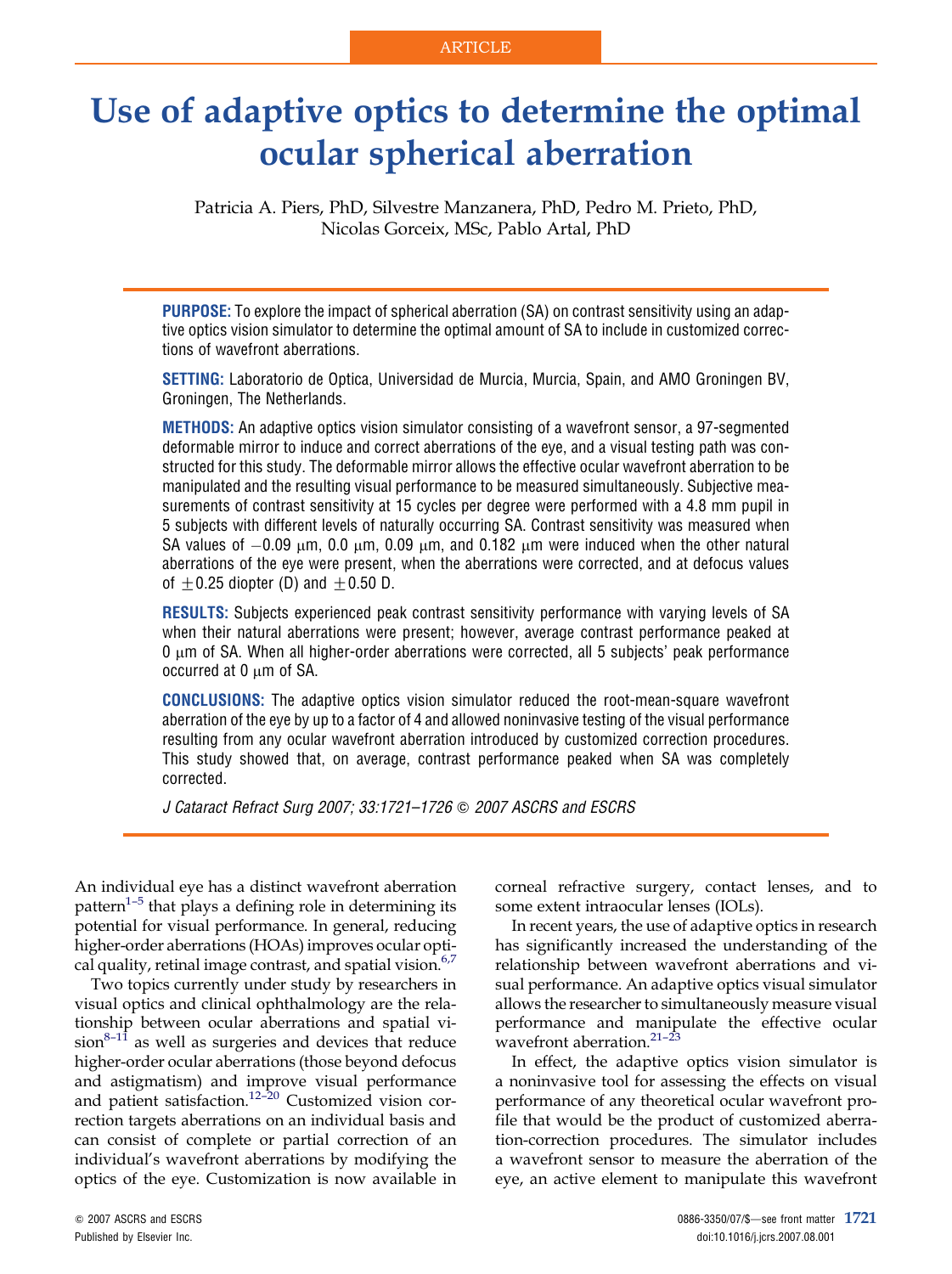ARTICLE

# Use of adaptive optics to determine the optimal ocular spherical aberration

Patricia A. Piers, PhD, Silvestre Manzanera, PhD, Pedro M. Prieto, PhD, Nicolas Gorceix, MSc, Pablo Artal, PhD

**PURPOSE:** To explore the impact of spherical aberration (SA) on contrast sensitivity using an adaptive optics vision simulator to determine the optimal amount of SA to include in customized corrections of wavefront aberrations.

**SETTING:** Laboratorio de Optica, Universidad de Murcia, Murcia, Spain, and AMO Groningen BV, Groningen, The Netherlands.

**METHODS:** An adaptive optics vision simulator consisting of a wavefront sensor, a 97-segmented deformable mirror to induce and correct aberrations of the eye, and a visual testing path was constructed for this study. The deformable mirror allows the effective ocular wavefront aberration to be manipulated and the resulting visual performance to be measured simultaneously. Subjective measurements of contrast sensitivity at 15 cycles per degree were performed with a 4.8 mm pupil in 5 subjects with different levels of naturally occurring SA. Contrast sensitivity was measured when SA values of −0.09 μm, 0.0 μm, 0.09 μm, and 0.182 μm were induced when the other natural aberrations of the eye were present, when the aberrations were corrected, and at defocus values of ±0.25 diopter (D) and ±0.50 D.

**RESULTS:** Subjects experienced peak contrast sensitivity performance with varying levels of SA when their natural aberrations were present; however, average contrast performance peaked at 0 μm of SA. When all higher-order aberrations were corrected, all 5 subjects' peak performance occurred at 0 μm of SA.

**CONCLUSIONS:** The adaptive optics vision simulator reduced the root-mean-square wavefront aberration of the eye by up to a factor of 4 and allowed noninvasive testing of the visual performance resulting from any ocular wavefront aberration introduced by customized correction procedures. This study showed that, on average, contrast performance peaked when SA was completely corrected.

*J Cataract Refract Surg 2007; 33:1721–1726 © 2007 ASCRS and ESCRS*

An individual eye has a distinct wavefront aberration pattern[1–5] that plays a defining role in determining its potential for visual performance. In general, reducing higher-order aberrations (HOAs) improves ocular optical quality, retinal image contrast, and spatial vision.[6,7]

Two topics currently under study by researchers in visual optics and clinical ophthalmology are the relationship between ocular aberrations and spatial vision[8–11] as well as surgeries and devices that reduce higher-order ocular aberrations (those beyond defocus and astigmatism) and improve visual performance and patient satisfaction.[12–20] Customized vision correction targets aberrations on an individual basis and can consist of complete or partial correction of an individual's wavefront aberrations by modifying the optics of the eye. Customization is now available in corneal refractive surgery, contact lenses, and to some extent intraocular lenses (IOLs).

In recent years, the use of adaptive optics in research has significantly increased the understanding of the relationship between wavefront aberrations and visual performance. An adaptive optics visual simulator allows the researcher to simultaneously measure visual performance and manipulate the effective ocular wavefront aberration.[21–23]

In effect, the adaptive optics vision simulator is a noninvasive tool for assessing the effects on visual performance of any theoretical ocular wavefront profile that would be the product of customized aberration-correction procedures. The simulator includes a wavefront sensor to measure the aberration of the eye, an active element to manipulate this wavefront

© 2007 ASCRS and ESCRS
Published by Elsevier Inc.

0886-3350/07/$—see front matter
doi:10.1016/j.jcrs.2007.08.001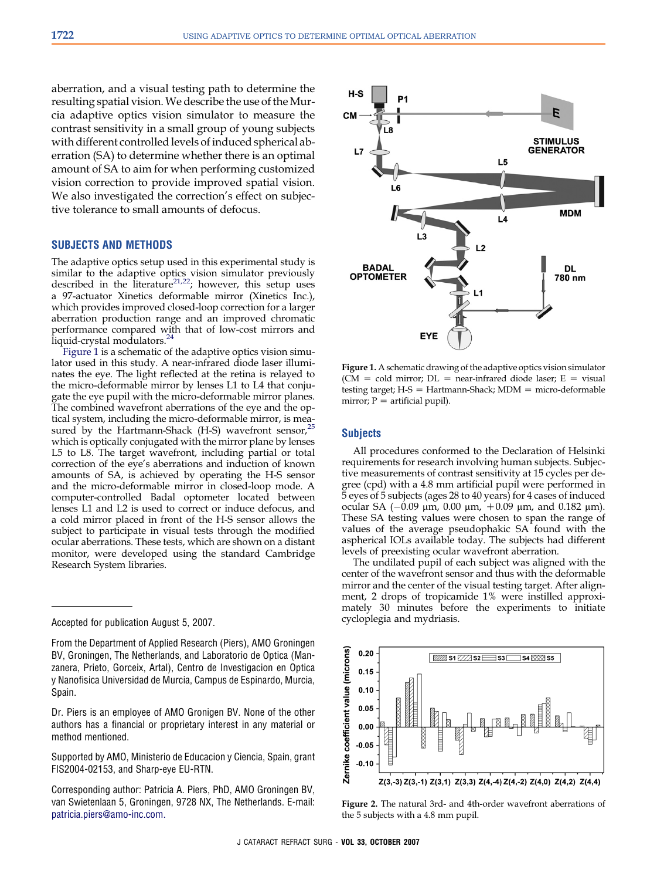aberration, and a visual testing path to determine the resulting spatial vision. We describe the use of the Murcia adaptive optics vision simulator to measure the contrast sensitivity in a small group of young subjects with different controlled levels of induced spherical aberration (SA) to determine whether there is an optimal amount of SA to aim for when performing customized vision correction to provide improved spatial vision. We also investigated the correction's effect on subjective tolerance to small amounts of defocus.

## SUBJECTS AND METHODS

The adaptive optics setup used in this experimental study is similar to the adaptive optics vision simulator previously described in the literature[21,22]; however, this setup uses a 97-actuator Xinetics deformable mirror (Xinetics Inc.), which provides improved closed-loop correction for a larger aberration production range and an improved chromatic performance compared with that of low-cost mirrors and liquid-crystal modulators.[24]

Figure 1 is a schematic of the adaptive optics vision simulator used in this study. A near-infrared diode laser illuminates the eye. The light reflected at the retina is relayed to the micro-deformable mirror by lenses L1 to L4 that conjugate the eye pupil with the micro-deformable mirror planes. The combined wavefront aberrations of the eye and the optical system, including the micro-deformable mirror, is measured by the Hartmann-Shack (H-S) wavefront sensor,[25] which is optically conjugated with the mirror plane by lenses L5 to L8. The target wavefront, including partial or total correction of the eye's aberrations and induction of known amounts of SA, is achieved by operating the H-S sensor and the micro-deformable mirror in closed-loop mode. A computer-controlled Badal optometer located between lenses L1 and L2 is used to correct or induce defocus, and a cold mirror placed in front of the H-S sensor allows the subject to participate in visual tests through the modified ocular aberrations. These tests, which are shown on a distant monitor, were developed using the standard Cambridge Research System libraries.

Figure 1. A schematic drawing of the adaptive optics vision simulator (CM = cold mirror; DL = near-infrared diode laser; E = visual testing target; H-S = Hartmann-Shack; MDM = micro-deformable mirror; P = artificial pupil).

### Subjects

All procedures conformed to the Declaration of Helsinki requirements for research involving human subjects. Subjective measurements of contrast sensitivity at 15 cycles per degree (cpd) with a 4.8 mm artificial pupil were performed in 5 eyes of 5 subjects (ages 28 to 40 years) for 4 cases of induced ocular SA (−0.09 μm, 0.00 μm, +0.09 μm, and 0.182 μm). These SA testing values were chosen to span the range of values of the average pseudophakic SA found with the aspherical IOLs available today. The subjects had different levels of preexisting ocular wavefront aberration.

The undilated pupil of each subject was aligned with the center of the wavefront sensor and thus with the deformable mirror and the center of the visual testing target. After alignment, 2 drops of tropicamide 1% were instilled approximately 30 minutes before the experiments to initiate cycloplegia and mydriasis.

Figure 2. The natural 3rd- and 4th-order wavefront aberrations of the 5 subjects with a 4.8 mm pupil.

Accepted for publication August 5, 2007.

From the Department of Applied Research (Piers), AMO Groningen BV, Groningen, The Netherlands, and Laboratorio de Optica (Manzanera, Prieto, Gorceix, Artal), Centro de Investigacion en Optica y Nanofisica Universidad de Murcia, Campus de Espinardo, Murcia, Spain.

Dr. Piers is an employee of AMO Gronigen BV. None of the other authors has a financial or proprietary interest in any material or method mentioned.

Supported by AMO, Ministerio de Educacion y Ciencia, Spain, grant FIS2004-02153, and Sharp-eye EU-RTN.

Corresponding author: Patricia A. Piers, PhD, AMO Groningen BV, van Swietenlaan 5, Groningen, 9728 NX, The Netherlands. E-mail: patricia.piers@amo-inc.com.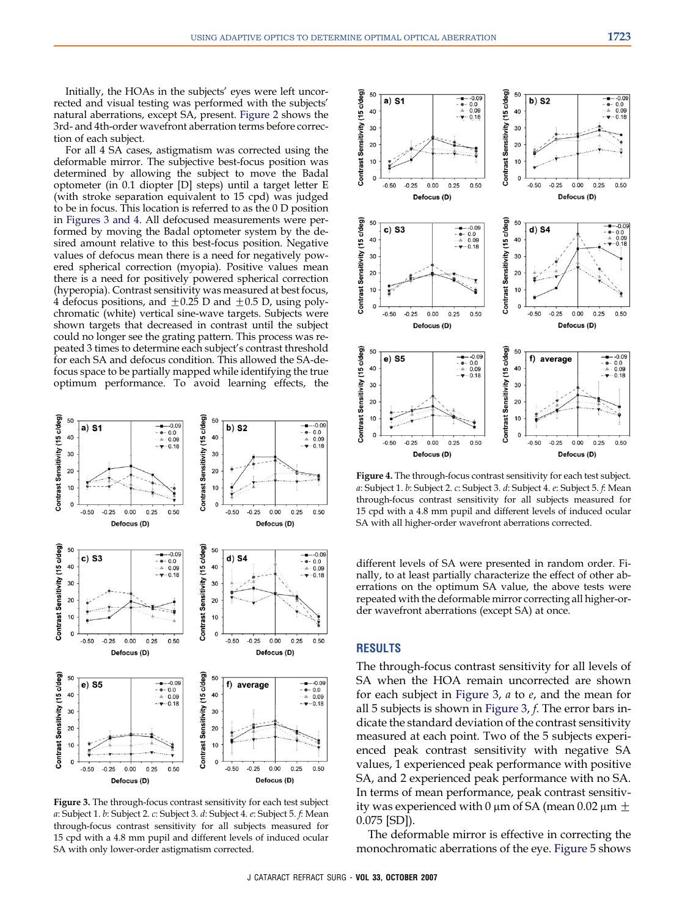Initially, the HOAs in the subjects' eyes were left uncorrected and visual testing was performed with the subjects' natural aberrations, except SA, present. Figure 2 shows the 3rd- and 4th-order wavefront aberration terms before correction of each subject.

For all 4 SA cases, astigmatism was corrected using the deformable mirror. The subjective best-focus position was determined by allowing the subject to move the Badal optometer (in 0.1 diopter [D] steps) until a target letter E (with stroke separation equivalent to 15 cpd) was judged to be in focus. This location is referred to as the 0 D position in Figures 3 and 4. All defocused measurements were performed by moving the Badal optometer system by the desired amount relative to this best-focus position. Negative values of defocus mean there is a need for negatively powered spherical correction (myopia). Positive values mean there is a need for positively powered spherical correction (hyperopia). Contrast sensitivity was measured at best focus, 4 defocus positions, and ±0.25 D and ±0.5 D, using polychromatic (white) vertical sine-wave targets. Subjects were shown targets that decreased in contrast until the subject could no longer see the grating pattern. This process was repeated 3 times to determine each subject's contrast threshold for each SA and defocus condition. This allowed the SA-defocus space to be partially mapped while identifying the true optimum performance. To avoid learning effects, the different levels of SA were presented in random order. Finally, to at least partially characterize the effect of other aberrations on the optimum SA value, the above tests were repeated with the deformable mirror correcting all higher-order wavefront aberrations (except SA) at once.

**Figure 3.** The through-focus contrast sensitivity for each test subject. *a*: Subject 1. *b*: Subject 2. *c*: Subject 3. *d*: Subject 4. *e*: Subject 5. *f*: Mean through-focus contrast sensitivity for all subjects measured for 15 cpd with a 4.8 mm pupil and different levels of induced ocular SA with only lower-order astigmatism corrected.

**Figure 4.** The through-focus contrast sensitivity for each test subject. *a*: Subject 1. *b*: Subject 2. *c*: Subject 3. *d*: Subject 4. *e*: Subject 5. *f*: Mean through-focus contrast sensitivity for all subjects measured for 15 cpd with a 4.8 mm pupil and different levels of induced ocular SA with all higher-order wavefront aberrations corrected.

## RESULTS

The through-focus contrast sensitivity for all levels of SA when the HOA remain uncorrected are shown for each subject in Figure 3, *a* to *e*, and the mean for all 5 subjects is shown in Figure 3, *f*. The error bars indicate the standard deviation of the contrast sensitivity measured at each point. Two of the 5 subjects experienced peak contrast sensitivity with negative SA values, 1 experienced peak performance with positive SA, and 2 experienced peak performance with no SA. In terms of mean performance, peak contrast sensitivity was experienced with 0 μm of SA (mean 0.02 μm ± 0.075 [SD]).

The deformable mirror is effective in correcting the monochromatic aberrations of the eye. Figure 5 shows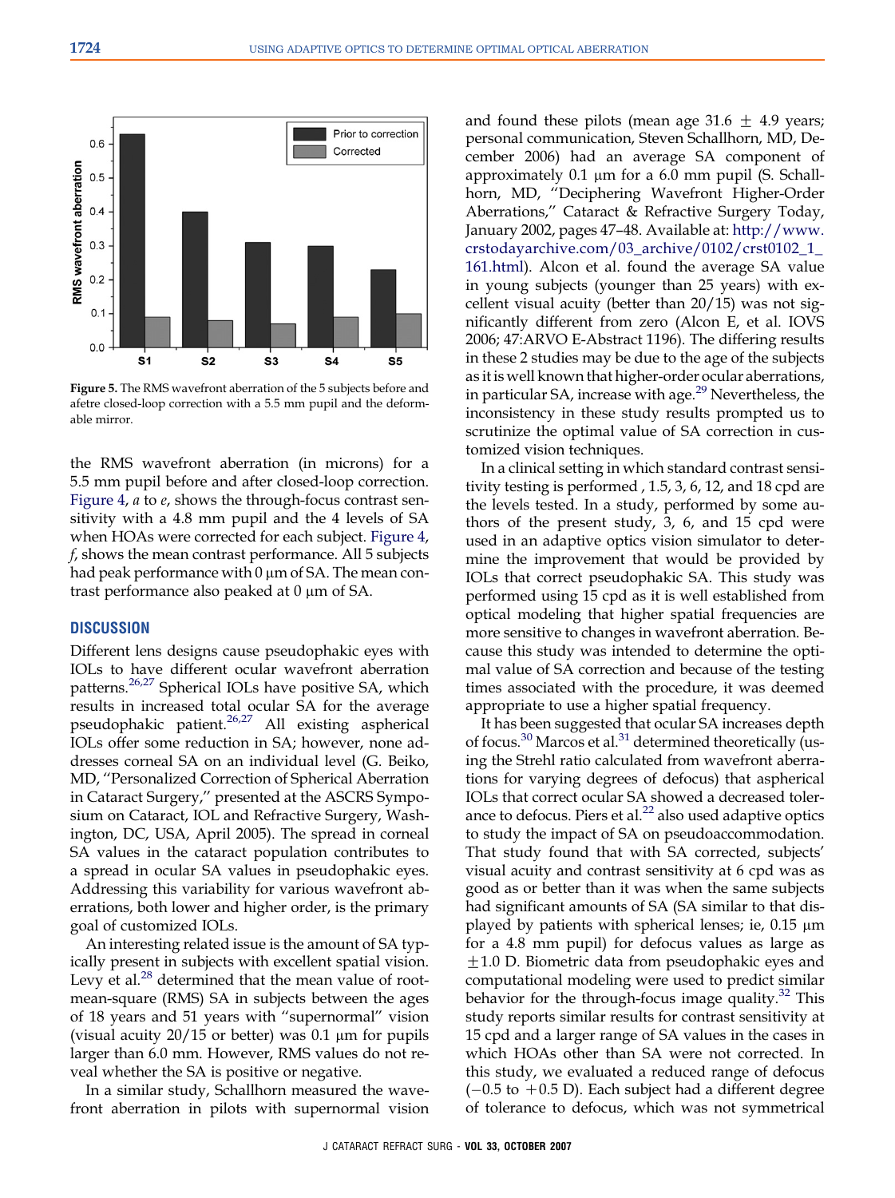Figure 5. The RMS wavefront aberration of the 5 subjects before and afetre closed-loop correction with a 5.5 mm pupil and the deformable mirror.

the RMS wavefront aberration (in microns) for a 5.5 mm pupil before and after closed-loop correction. Figure 4, *a* to *e*, shows the through-focus contrast sensitivity with a 4.8 mm pupil and the 4 levels of SA when HOAs were corrected for each subject. Figure 4, *f*, shows the mean contrast performance. All 5 subjects had peak performance with 0 μm of SA. The mean contrast performance also peaked at 0 μm of SA.

## DISCUSSION

Different lens designs cause pseudophakic eyes with IOLs to have different ocular wavefront aberration patterns.[26,27] Spherical IOLs have positive SA, which results in increased total ocular SA for the average pseudophakic patient.[26,27] All existing aspherical IOLs offer some reduction in SA; however, none addresses corneal SA on an individual level (G. Beiko, MD, "Personalized Correction of Spherical Aberration in Cataract Surgery," presented at the ASCRS Symposium on Cataract, IOL and Refractive Surgery, Washington, DC, USA, April 2005). The spread in corneal SA values in the cataract population contributes to a spread in ocular SA values in pseudophakic eyes. Addressing this variability for various wavefront aberrations, both lower and higher order, is the primary goal of customized IOLs.

An interesting related issue is the amount of SA typically present in subjects with excellent spatial vision. Levy et al.[28] determined that the mean value of root-mean-square (RMS) SA in subjects between the ages of 18 years and 51 years with "supernormal" vision (visual acuity 20/15 or better) was 0.1 μm for pupils larger than 6.0 mm. However, RMS values do not reveal whether the SA is positive or negative.

In a similar study, Schallhorn measured the wavefront aberration in pilots with supernormal vision and found these pilots (mean age 31.6 ± 4.9 years; personal communication, Steven Schallhorn, MD, December 2006) had an average SA component of approximately 0.1 μm for a 6.0 mm pupil (S. Schallhorn, MD, "Deciphering Wavefront Higher-Order Aberrations," Cataract & Refractive Surgery Today, January 2002, pages 47–48. Available at: http://www.crstodayarchive.com/03_archive/0102/crst0102_1_161.html). Alcon et al. found the average SA value in young subjects (younger than 25 years) with excellent visual acuity (better than 20/15) was not significantly different from zero (Alcon E, et al. IOVS 2006; 47:ARVO E-Abstract 1196). The differing results in these 2 studies may be due to the age of the subjects as it is well known that higher-order ocular aberrations, in particular SA, increase with age.[29] Nevertheless, the inconsistency in these study results prompted us to scrutinize the optimal value of SA correction in customized vision techniques.

In a clinical setting in which standard contrast sensitivity testing is performed , 1.5, 3, 6, 12, and 18 cpd are the levels tested. In a study, performed by some authors of the present study, 3, 6, and 15 cpd were used in an adaptive optics vision simulator to determine the improvement that would be provided by IOLs that correct pseudophakic SA. This study was performed using 15 cpd as it is well established from optical modeling that higher spatial frequencies are more sensitive to changes in wavefront aberration. Because this study was intended to determine the optimal value of SA correction and because of the testing times associated with the procedure, it was deemed appropriate to use a higher spatial frequency.

It has been suggested that ocular SA increases depth of focus.[30] Marcos et al.[31] determined theoretically (using the Strehl ratio calculated from wavefront aberrations for varying degrees of defocus) that aspherical IOLs that correct ocular SA showed a decreased tolerance to defocus. Piers et al.[22] also used adaptive optics to study the impact of SA on pseudoaccommodation. That study found that with SA corrected, subjects' visual acuity and contrast sensitivity at 6 cpd was as good as or better than it was when the same subjects had significant amounts of SA (SA similar to that displayed by patients with spherical lenses; ie, 0.15 μm for a 4.8 mm pupil) for defocus values as large as ±1.0 D. Biometric data from pseudophakic eyes and computational modeling were used to predict similar behavior for the through-focus image quality.[32] This study reports similar results for contrast sensitivity at 15 cpd and a larger range of SA values in the cases in which HOAs other than SA were not corrected. In this study, we evaluated a reduced range of defocus (−0.5 to +0.5 D). Each subject had a different degree of tolerance to defocus, which was not symmetrical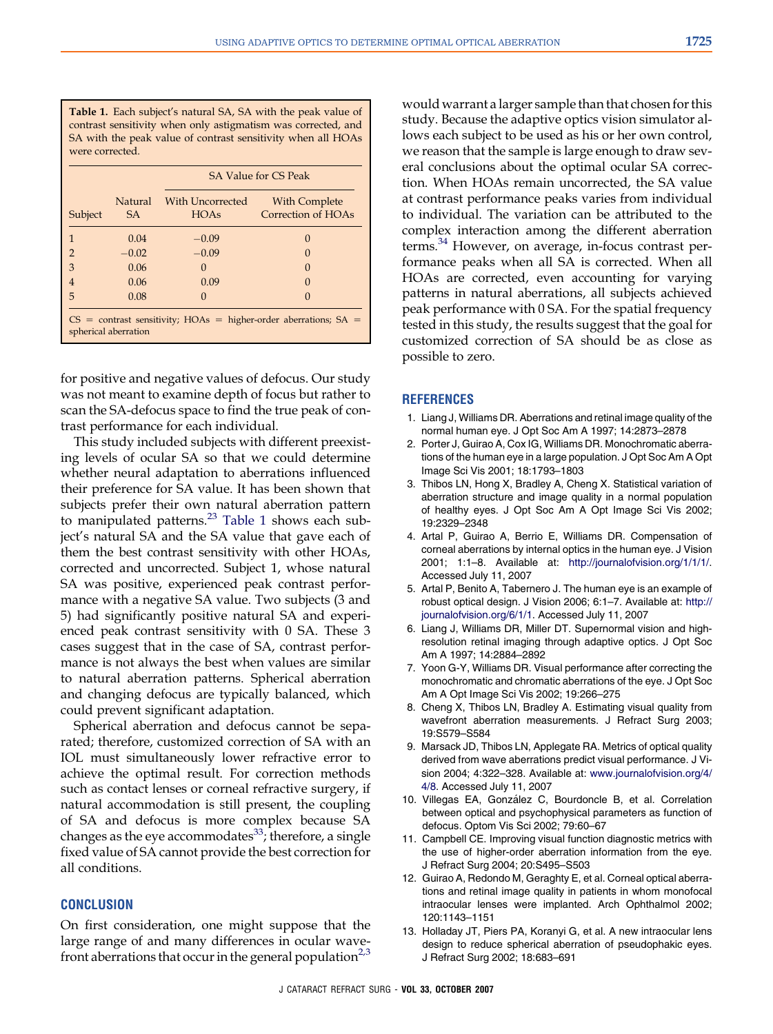**Table 1.** Each subject's natural SA, SA with the peak value of contrast sensitivity when only astigmatism was corrected, and SA with the peak value of contrast sensitivity when all HOAs were corrected.

| | | SA Value for CS Peak | |
|---|---|---|---|
| Subject | Natural SA | With Uncorrected HOAs | With Complete Correction of HOAs |
| 1 | 0.04 | −0.09 | 0 |
| 2 | −0.02 | −0.09 | 0 |
| 3 | 0.06 | 0 | 0 |
| 4 | 0.06 | 0.09 | 0 |
| 5 | 0.08 | 0 | 0 |

CS = contrast sensitivity; HOAs = higher-order aberrations; SA = spherical aberration

for positive and negative values of defocus. Our study was not meant to examine depth of focus but rather to scan the SA-defocus space to find the true peak of contrast performance for each individual.

This study included subjects with different preexisting levels of ocular SA so that we could determine whether neural adaptation to aberrations influenced their preference for SA value. It has been shown that subjects prefer their own natural aberration pattern to manipulated patterns.[23] Table 1 shows each subject's natural SA and the SA value that gave each of them the best contrast sensitivity with other HOAs, corrected and uncorrected. Subject 1, whose natural SA was positive, experienced peak contrast performance with a negative SA value. Two subjects (3 and 5) had significantly positive natural SA and experienced peak contrast sensitivity with 0 SA. These 3 cases suggest that in the case of SA, contrast performance is not always the best when values are similar to natural aberration patterns. Spherical aberration and changing defocus are typically balanced, which could prevent significant adaptation.

Spherical aberration and defocus cannot be separated; therefore, customized correction of SA with an IOL must simultaneously lower refractive error to achieve the optimal result. For correction methods such as contact lenses or corneal refractive surgery, if natural accommodation is still present, the coupling of SA and defocus is more complex because SA changes as the eye accommodates[33]; therefore, a single fixed value of SA cannot provide the best correction for all conditions.

## CONCLUSION

On first consideration, one might suppose that the large range of and many differences in ocular wavefront aberrations that occur in the general population[2,3] would warrant a larger sample than that chosen for this study. Because the adaptive optics vision simulator allows each subject to be used as his or her own control, we reason that the sample is large enough to draw several conclusions about the optimal ocular SA correction. When HOAs remain uncorrected, the SA value at contrast performance peaks varies from individual to individual. The variation can be attributed to the complex interaction among the different aberration terms.[34] However, on average, in-focus contrast performance peaks when all SA is corrected. When all HOAs are corrected, even accounting for varying patterns in natural aberrations, all subjects achieved peak performance with 0 SA. For the spatial frequency tested in this study, the results suggest that the goal for customized correction of SA should be as close as possible to zero.

## REFERENCES

1. Liang J, Williams DR. Aberrations and retinal image quality of the normal human eye. J Opt Soc Am A 1997; 14:2873–2878
2. Porter J, Guirao A, Cox IG, Williams DR. Monochromatic aberrations of the human eye in a large population. J Opt Soc Am A Opt Image Sci Vis 2001; 18:1793–1803
3. Thibos LN, Hong X, Bradley A, Cheng X. Statistical variation of aberration structure and image quality in a normal population of healthy eyes. J Opt Soc Am A Opt Image Sci Vis 2002; 19:2329–2348
4. Artal P, Guirao A, Berrio E, Williams DR. Compensation of corneal aberrations by internal optics in the human eye. J Vision 2001; 1:1–8. Available at: http://journalofvision.org/1/1/1/. Accessed July 11, 2007
5. Artal P, Benito A, Tabernero J. The human eye is an example of robust optical design. J Vision 2006; 6:1–7. Available at: http://journalofvision.org/6/1/1. Accessed July 11, 2007
6. Liang J, Williams DR, Miller DT. Supernormal vision and high-resolution retinal imaging through adaptive optics. J Opt Soc Am A 1997; 14:2884–2892
7. Yoon G-Y, Williams DR. Visual performance after correcting the monochromatic and chromatic aberrations of the eye. J Opt Soc Am A Opt Image Sci Vis 2002; 19:266–275
8. Cheng X, Thibos LN, Bradley A. Estimating visual quality from wavefront aberration measurements. J Refract Surg 2003; 19:S579–S584
9. Marsack JD, Thibos LN, Applegate RA. Metrics of optical quality derived from wave aberrations predict visual performance. J Vision 2004; 4:322–328. Available at: www.journalofvision.org/4/4/8. Accessed July 11, 2007
10. Villegas EA, González C, Bourdoncle B, et al. Correlation between optical and psychophysical parameters as function of defocus. Optom Vis Sci 2002; 79:60–67
11. Campbell CE. Improving visual function diagnostic metrics with the use of higher-order aberration information from the eye. J Refract Surg 2004; 20:S495–S503
12. Guirao A, Redondo M, Geraghty E, et al. Corneal optical aberrations and retinal image quality in patients in whom monofocal intraocular lenses were implanted. Arch Ophthalmol 2002; 120:1143–1151
13. Holladay JT, Piers PA, Koranyi G, et al. A new intraocular lens design to reduce spherical aberration of pseudophakic eyes. J Refract Surg 2002; 18:683–691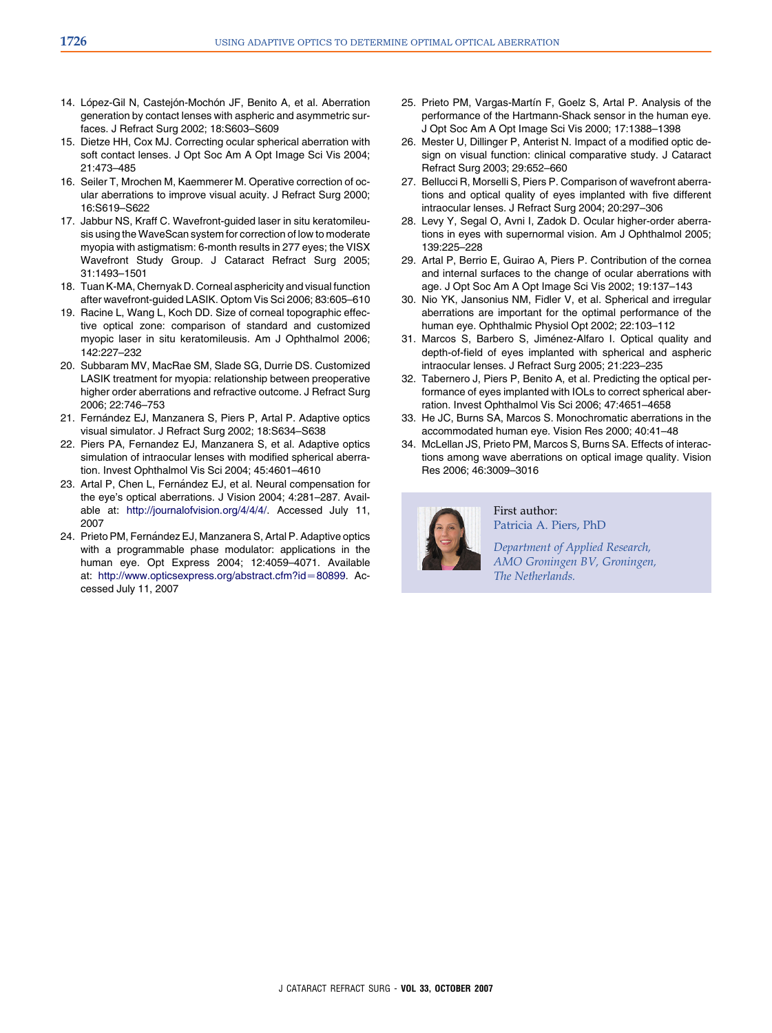14. López-Gil N, Castejón-Mochón JF, Benito A, et al. Aberration generation by contact lenses with aspheric and asymmetric surfaces. J Refract Surg 2002; 18:S603–S609
15. Dietze HH, Cox MJ. Correcting ocular spherical aberration with soft contact lenses. J Opt Soc Am A Opt Image Sci Vis 2004; 21:473–485
16. Seiler T, Mrochen M, Kaemmerer M. Operative correction of ocular aberrations to improve visual acuity. J Refract Surg 2000; 16:S619–S622
17. Jabbur NS, Kraff C. Wavefront-guided laser in situ keratomileusis using the WaveScan system for correction of low to moderate myopia with astigmatism: 6-month results in 277 eyes; the VISX Wavefront Study Group. J Cataract Refract Surg 2005; 31:1493–1501
18. Tuan K-MA, Chernyak D. Corneal asphericity and visual function after wavefront-guided LASIK. Optom Vis Sci 2006; 83:605–610
19. Racine L, Wang L, Koch DD. Size of corneal topographic effective optical zone: comparison of standard and customized myopic laser in situ keratomileusis. Am J Ophthalmol 2006; 142:227–232
20. Subbaram MV, MacRae SM, Slade SG, Durrie DS. Customized LASIK treatment for myopia: relationship between preoperative higher order aberrations and refractive outcome. J Refract Surg 2006; 22:746–753
21. Fernández EJ, Manzanera S, Piers P, Artal P. Adaptive optics visual simulator. J Refract Surg 2002; 18:S634–S638
22. Piers PA, Fernandez EJ, Manzanera S, et al. Adaptive optics simulation of intraocular lenses with modified spherical aberration. Invest Ophthalmol Vis Sci 2004; 45:4601–4610
23. Artal P, Chen L, Fernández EJ, et al. Neural compensation for the eye's optical aberrations. J Vision 2004; 4:281–287. Available at: http://journalofvision.org/4/4/4/. Accessed July 11, 2007
24. Prieto PM, Fernández EJ, Manzanera S, Artal P. Adaptive optics with a programmable phase modulator: applications in the human eye. Opt Express 2004; 12:4059–4071. Available at: http://www.opticsexpress.org/abstract.cfm?id=80899. Accessed July 11, 2007
25. Prieto PM, Vargas-Martín F, Goelz S, Artal P. Analysis of the performance of the Hartmann-Shack sensor in the human eye. J Opt Soc Am A Opt Image Sci Vis 2000; 17:1388–1398
26. Mester U, Dillinger P, Anterist N. Impact of a modified optic design on visual function: clinical comparative study. J Cataract Refract Surg 2003; 29:652–660
27. Bellucci R, Morselli S, Piers P. Comparison of wavefront aberrations and optical quality of eyes implanted with five different intraocular lenses. J Refract Surg 2004; 20:297–306
28. Levy Y, Segal O, Avni I, Zadok D. Ocular higher-order aberrations in eyes with supernormal vision. Am J Ophthalmol 2005; 139:225–228
29. Artal P, Berrio E, Guirao A, Piers P. Contribution of the cornea and internal surfaces to the change of ocular aberrations with age. J Opt Soc Am A Opt Image Sci Vis 2002; 19:137–143
30. Nio YK, Jansonius NM, Fidler V, et al. Spherical and irregular aberrations are important for the optimal performance of the human eye. Ophthalmic Physiol Opt 2002; 22:103–112
31. Marcos S, Barbero S, Jiménez-Alfaro I. Optical quality and depth-of-field of eyes implanted with spherical and aspheric intraocular lenses. J Refract Surg 2005; 21:223–235
32. Tabernero J, Piers P, Benito A, et al. Predicting the optical performance of eyes implanted with IOLs to correct spherical aberration. Invest Ophthalmol Vis Sci 2006; 47:4651–4658
33. He JC, Burns SA, Marcos S. Monochromatic aberrations in the accommodated human eye. Vision Res 2000; 40:41–48
34. McLellan JS, Prieto PM, Marcos S, Burns SA. Effects of interactions among wave aberrations on optical image quality. Vision Res 2006; 46:3009–3016

First author:
Patricia A. Piers, PhD

*Department of Applied Research, AMO Groningen BV, Groningen, The Netherlands.*